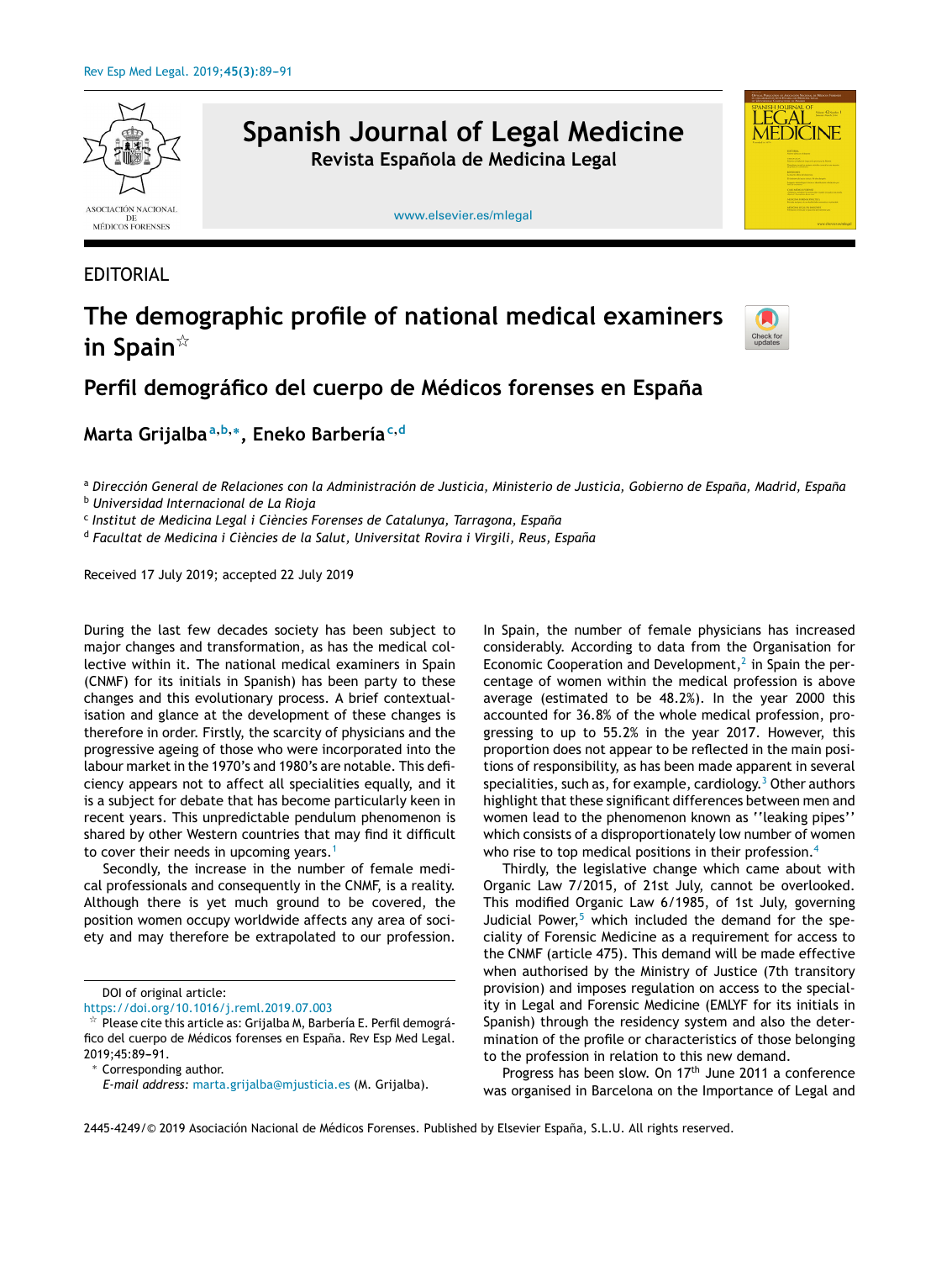EDITORIAL

# The demographic profile of national medical examiners in Spain☆

## Perfil demográfico del cuerpo de Médicos forenses en España

**Marta Grijalba**[a,b,*], **Eneko Barbería**[c,d]

[a] *Dirección General de Relaciones con la Administración de Justicia, Ministerio de Justicia, Gobierno de España, Madrid, España*
[b] *Universidad Internacional de La Rioja*
[c] *Institut de Medicina Legal i Ciències Forenses de Catalunya, Tarragona, España*
[d] *Facultat de Medicina i Ciències de la Salut, Universitat Rovira i Virgili, Reus, España*

Received 17 July 2019; accepted 22 July 2019

During the last few decades society has been subject to major changes and transformation, as has the medical collective within it. The national medical examiners in Spain (CNMF) for its initials in Spanish) has been party to these changes and this evolutionary process. A brief contextualisation and glance at the development of these changes is therefore in order. Firstly, the scarcity of physicians and the progressive ageing of those who were incorporated into the labour market in the 1970's and 1980's are notable. This deficiency appears not to affect all specialities equally, and it is a subject for debate that has become particularly keen in recent years. This unpredictable pendulum phenomenon is shared by other Western countries that may find it difficult to cover their needs in upcoming years.[1]

Secondly, the increase in the number of female medical professionals and consequently in the CNMF, is a reality. Although there is yet much ground to be covered, the position women occupy worldwide affects any area of society and may therefore be extrapolated to our profession.

In Spain, the number of female physicians has increased considerably. According to data from the Organisation for Economic Cooperation and Development,[2] in Spain the percentage of women within the medical profession is above average (estimated to be 48.2%). In the year 2000 this accounted for 36.8% of the whole medical profession, progressing to up to 55.2% in the year 2017. However, this proportion does not appear to be reflected in the main positions of responsibility, as has been made apparent in several specialities, such as, for example, cardiology.[3] Other authors highlight that these significant differences between men and women lead to the phenomenon known as ''leaking pipes'' which consists of a disproportionately low number of women who rise to top medical positions in their profession.[4]

Thirdly, the legislative change which came about with Organic Law 7/2015, of 21st July, cannot be overlooked. This modified Organic Law 6/1985, of 1st July, governing Judicial Power,[5] which included the demand for the speciality of Forensic Medicine as a requirement for access to the CNMF (article 475). This demand will be made effective when authorised by the Ministry of Justice (7th transitory provision) and imposes regulation on access to the speciality in Legal and Forensic Medicine (EMLYF for its initials in Spanish) through the residency system and also the determination of the profile or characteristics of those belonging to the profession in relation to this new demand.

Progress has been slow. On 17th June 2011 a conference was organised in Barcelona on the Importance of Legal and

---

DOI of original article:
https://doi.org/10.1016/j.reml.2019.07.003

☆ Please cite this article as: Grijalba M, Barbería E. Perfil demográfico del cuerpo de Médicos forenses en España. Rev Esp Med Legal. 2019;45:89–91.

\* Corresponding author.
*E-mail address:* marta.grijalba@mjusticia.es (M. Grijalba).

2445-4249/© 2019 Asociación Nacional de Médicos Forenses. Published by Elsevier España, S.L.U. All rights reserved.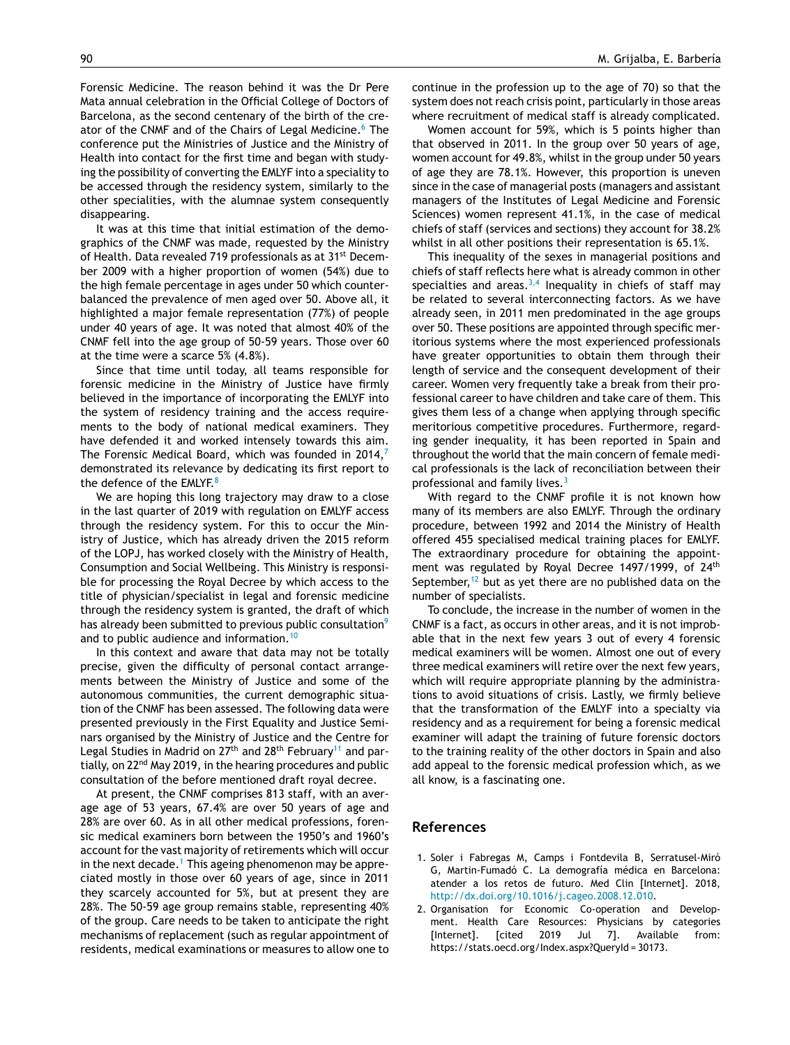Forensic Medicine. The reason behind it was the Dr Pere Mata annual celebration in the Official College of Doctors of Barcelona, as the second centenary of the birth of the creator of the CNMF and of the Chairs of Legal Medicine.[6] The conference put the Ministries of Justice and the Ministry of Health into contact for the first time and began with studying the possibility of converting the EMLYF into a speciality to be accessed through the residency system, similarly to the other specialities, with the alumnae system consequently disappearing.

It was at this time that initial estimation of the demographics of the CNMF was made, requested by the Ministry of Health. Data revealed 719 professionals as at 31st December 2009 with a higher proportion of women (54%) due to the high female percentage in ages under 50 which counterbalanced the prevalence of men aged over 50. Above all, it highlighted a major female representation (77%) of people under 40 years of age. It was noted that almost 40% of the CNMF fell into the age group of 50-59 years. Those over 60 at the time were a scarce 5% (4.8%).

Since that time until today, all teams responsible for forensic medicine in the Ministry of Justice have firmly believed in the importance of incorporating the EMLYF into the system of residency training and the access requirements to the body of national medical examiners. They have defended it and worked intensely towards this aim. The Forensic Medical Board, which was founded in 2014,[7] demonstrated its relevance by dedicating its first report to the defence of the EMLYF.[8]

We are hoping this long trajectory may draw to a close in the last quarter of 2019 with regulation on EMLYF access through the residency system. For this to occur the Ministry of Justice, which has already driven the 2015 reform of the LOPJ, has worked closely with the Ministry of Health, Consumption and Social Wellbeing. This Ministry is responsible for processing the Royal Decree by which access to the title of physician/specialist in legal and forensic medicine through the residency system is granted, the draft of which has already been submitted to previous public consultation[9] and to public audience and information.[10]

In this context and aware that data may not be totally precise, given the difficulty of personal contact arrangements between the Ministry of Justice and some of the autonomous communities, the current demographic situation of the CNMF has been assessed. The following data were presented previously in the First Equality and Justice Seminars organised by the Ministry of Justice and the Centre for Legal Studies in Madrid on 27th and 28th February[11] and partially, on 22nd May 2019, in the hearing procedures and public consultation of the before mentioned draft royal decree.

At present, the CNMF comprises 813 staff, with an average age of 53 years, 67.4% are over 50 years of age and 28% are over 60. As in all other medical professions, forensic medical examiners born between the 1950's and 1960's account for the vast majority of retirements which will occur in the next decade.[1] This ageing phenomenon may be appreciated mostly in those over 60 years of age, since in 2011 they scarcely accounted for 5%, but at present they are 28%. The 50-59 age group remains stable, representing 40% of the group. Care needs to be taken to anticipate the right mechanisms of replacement (such as regular appointment of residents, medical examinations or measures to allow one to continue in the profession up to the age of 70) so that the system does not reach crisis point, particularly in those areas where recruitment of medical staff is already complicated.

Women account for 59%, which is 5 points higher than that observed in 2011. In the group over 50 years of age, women account for 49.8%, whilst in the group under 50 years of age they are 78.1%. However, this proportion is uneven since in the case of managerial posts (managers and assistant managers of the Institutes of Legal Medicine and Forensic Sciences) women represent 41.1%, in the case of medical chiefs of staff (services and sections) they account for 38.2% whilst in all other positions their representation is 65.1%.

This inequality of the sexes in managerial positions and chiefs of staff reflects here what is already common in other specialties and areas.[3,4] Inequality in chiefs of staff may be related to several interconnecting factors. As we have already seen, in 2011 men predominated in the age groups over 50. These positions are appointed through specific meritorious systems where the most experienced professionals have greater opportunities to obtain them through their length of service and the consequent development of their career. Women very frequently take a break from their professional career to have children and take care of them. This gives them less of a change when applying through specific meritorious competitive procedures. Furthermore, regarding gender inequality, it has been reported in Spain and throughout the world that the main concern of female medical professionals is the lack of reconciliation between their professional and family lives.[3]

With regard to the CNMF profile it is not known how many of its members are also EMLYF. Through the ordinary procedure, between 1992 and 2014 the Ministry of Health offered 455 specialised medical training places for EMLYF. The extraordinary procedure for obtaining the appointment was regulated by Royal Decree 1497/1999, of 24th September,[12] but as yet there are no published data on the number of specialists.

To conclude, the increase in the number of women in the CNMF is a fact, as occurs in other areas, and it is not improbable that in the next few years 3 out of every 4 forensic medical examiners will be women. Almost one out of every three medical examiners will retire over the next few years, which will require appropriate planning by the administrations to avoid situations of crisis. Lastly, we firmly believe that the transformation of the EMLYF into a specialty via residency and as a requirement for being a forensic medical examiner will adapt the training of future forensic doctors to the training reality of the other doctors in Spain and also add appeal to the forensic medical profession which, as we all know, is a fascinating one.

## References

1. Soler i Fabregas M, Camps i Fontdevila B, Serratusel-Miró G, Martin-Fumadó C. La demografía médica en Barcelona: atender a los retos de futuro. Med Clin [Internet]. 2018, http://dx.doi.org/10.1016/j.cageo.2008.12.010.
2. Organisation for Economic Co-operation and Development. Health Care Resources: Physicians by categories [Internet]. [cited 2019 Jul 7]. Available from: https://stats.oecd.org/Index.aspx?QueryId=30173.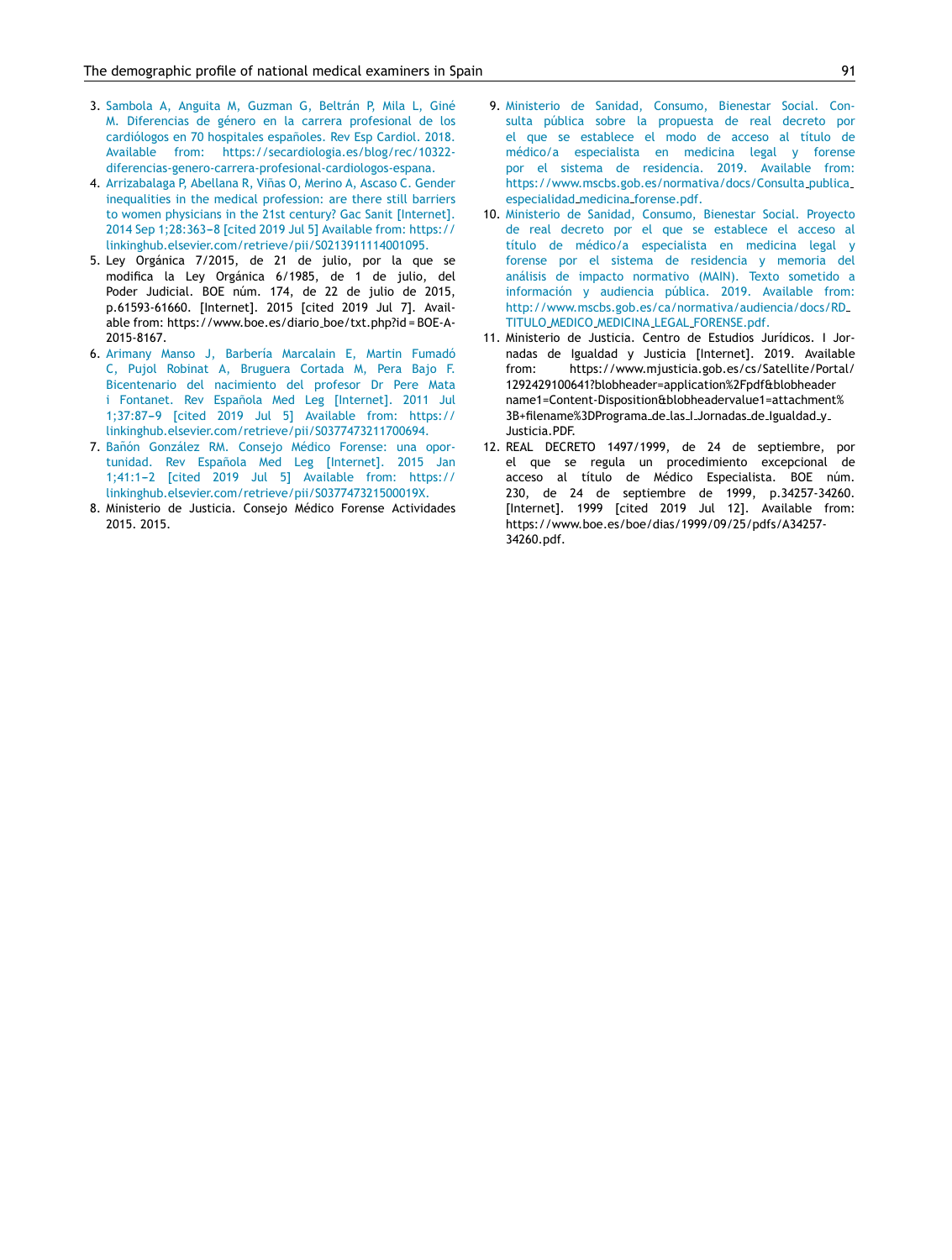3. Sambola A, Anguita M, Guzman G, Beltrán P, Mila L, Giné M. Diferencias de género en la carrera profesional de los cardiólogos en 70 hospitales españoles. Rev Esp Cardiol. 2018. Available from: https://secardiologia.es/blog/rec/10322-diferencias-genero-carrera-profesional-cardiologos-espana.
4. Arrizabalaga P, Abellana R, Viñas O, Merino A, Ascaso C. Gender inequalities in the medical profession: are there still barriers to women physicians in the 21st century? Gac Sanit [Internet]. 2014 Sep 1;28:363–8 [cited 2019 Jul 5] Available from: https://linkinghub.elsevier.com/retrieve/pii/S0213911114001095.
5. Ley Orgánica 7/2015, de 21 de julio, por la que se modifica la Ley Orgánica 6/1985, de 1 de julio, del Poder Judicial. BOE núm. 174, de 22 de julio de 2015, p.61593-61660. [Internet]. 2015 [cited 2019 Jul 7]. Available from: https://www.boe.es/diario_boe/txt.php?id = BOE-A-2015-8167.
6. Arimany Manso J, Barbería Marcalain E, Martin Fumadó C, Pujol Robinat A, Bruguera Cortada M, Pera Bajo F. Bicentenario del nacimiento del profesor Dr Pere Mata i Fontanet. Rev Española Med Leg [Internet]. 2011 Jul 1;37:87–9 [cited 2019 Jul 5] Available from: https://linkinghub.elsevier.com/retrieve/pii/S0377473211700694.
7. Bañón González RM. Consejo Médico Forense: una oportunidad. Rev Española Med Leg [Internet]. 2015 Jan 1;41:1–2 [cited 2019 Jul 5] Available from: https://linkinghub.elsevier.com/retrieve/pii/S037747321500019X.
8. Ministerio de Justicia. Consejo Médico Forense Actividades 2015. 2015.
9. Ministerio de Sanidad, Consumo, Bienestar Social. Consulta pública sobre la propuesta de real decreto por el que se establece el modo de acceso al título de médico/a especialista en medicina legal y forense por el sistema de residencia. 2019. Available from: https://www.mscbs.gob.es/normativa/docs/Consulta_publica_especialidad_medicina_forense.pdf.
10. Ministerio de Sanidad, Consumo, Bienestar Social. Proyecto de real decreto por el que se establece el acceso al título de médico/a especialista en medicina legal y forense por el sistema de residencia y memoria del análisis de impacto normativo (MAIN). Texto sometido a información y audiencia pública. 2019. Available from: http://www.mscbs.gob.es/ca/normativa/audiencia/docs/RD_TITULO_MEDICO_MEDICINA_LEGAL_FORENSE.pdf.
11. Ministerio de Justicia. Centro de Estudios Jurídicos. I Jornadas de Igualdad y Justicia [Internet]. 2019. Available from: https://www.mjusticia.gob.es/cs/Satellite/Portal/1292429100641?blobheader=application%2Fpdf&blobheadername1=Content-Disposition&blobheadervalue1=attachment%3B+filename%3DPrograma_de_las_I_Jornadas_de_Igualdad_y_Justicia.PDF.
12. REAL DECRETO 1497/1999, de 24 de septiembre, por el que se regula un procedimiento excepcional de acceso al título de Médico Especialista. BOE núm. 230, de 24 de septiembre de 1999, p.34257-34260. [Internet]. 1999 [cited 2019 Jul 12]. Available from: https://www.boe.es/boe/dias/1999/09/25/pdfs/A34257-34260.pdf.